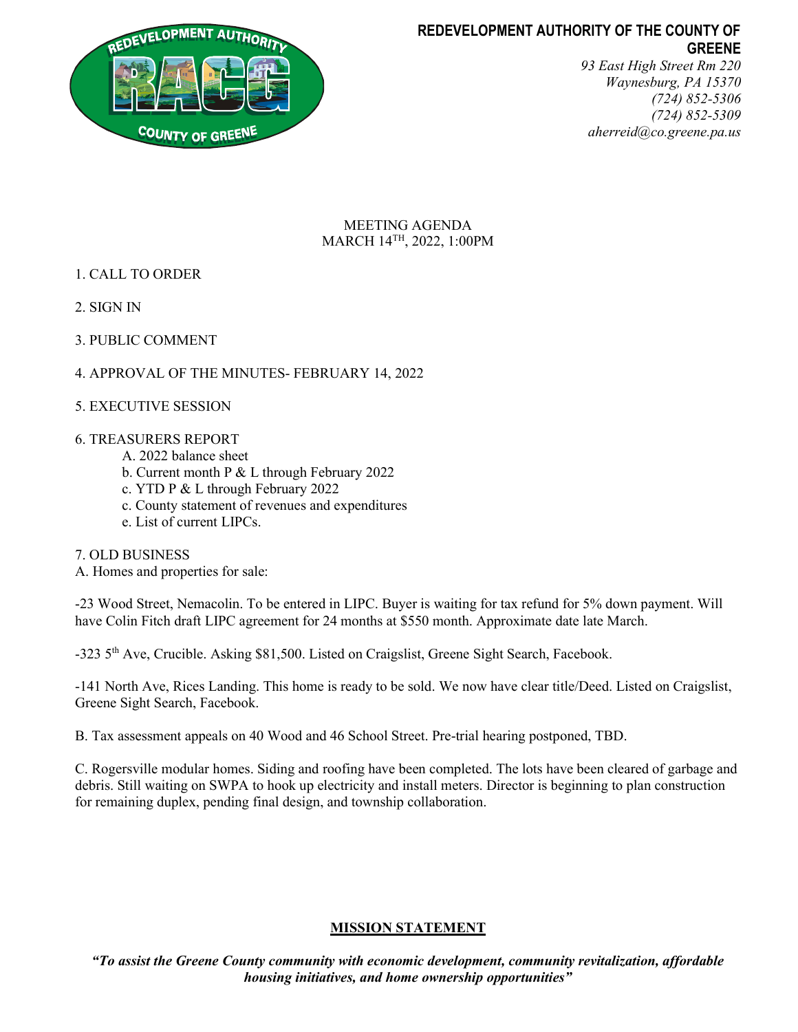**REDEVELOPMENT AUTHORITY OF THE COUNTY OF GREENE**

*93 East High Street Rm 220*
*Waynesburg, PA 15370*
*(724) 852-5306*
*(724) 852-5309*
*aherreid@co.greene.pa.us*

MEETING AGENDA
MARCH 14TH, 2022, 1:00PM

1. CALL TO ORDER

2. SIGN IN

3. PUBLIC COMMENT

4. APPROVAL OF THE MINUTES- FEBRUARY 14, 2022

5. EXECUTIVE SESSION

6. TREASURERS REPORT
   - A. 2022 balance sheet
   - b. Current month P & L through February 2022
   - c. YTD P & L through February 2022
   - c. County statement of revenues and expenditures
   - e. List of current LIPCs.

7. OLD BUSINESS

A. Homes and properties for sale:

-23 Wood Street, Nemacolin. To be entered in LIPC. Buyer is waiting for tax refund for 5% down payment. Will have Colin Fitch draft LIPC agreement for 24 months at $550 month. Approximate date late March.

-323 5th Ave, Crucible. Asking $81,500. Listed on Craigslist, Greene Sight Search, Facebook.

-141 North Ave, Rices Landing. This home is ready to be sold. We now have clear title/Deed. Listed on Craigslist, Greene Sight Search, Facebook.

B. Tax assessment appeals on 40 Wood and 46 School Street. Pre-trial hearing postponed, TBD.

C. Rogersville modular homes. Siding and roofing have been completed. The lots have been cleared of garbage and debris. Still waiting on SWPA to hook up electricity and install meters. Director is beginning to plan construction for remaining duplex, pending final design, and township collaboration.

**MISSION STATEMENT**

***"To assist the Greene County community with economic development, community revitalization, affordable housing initiatives, and home ownership opportunities"***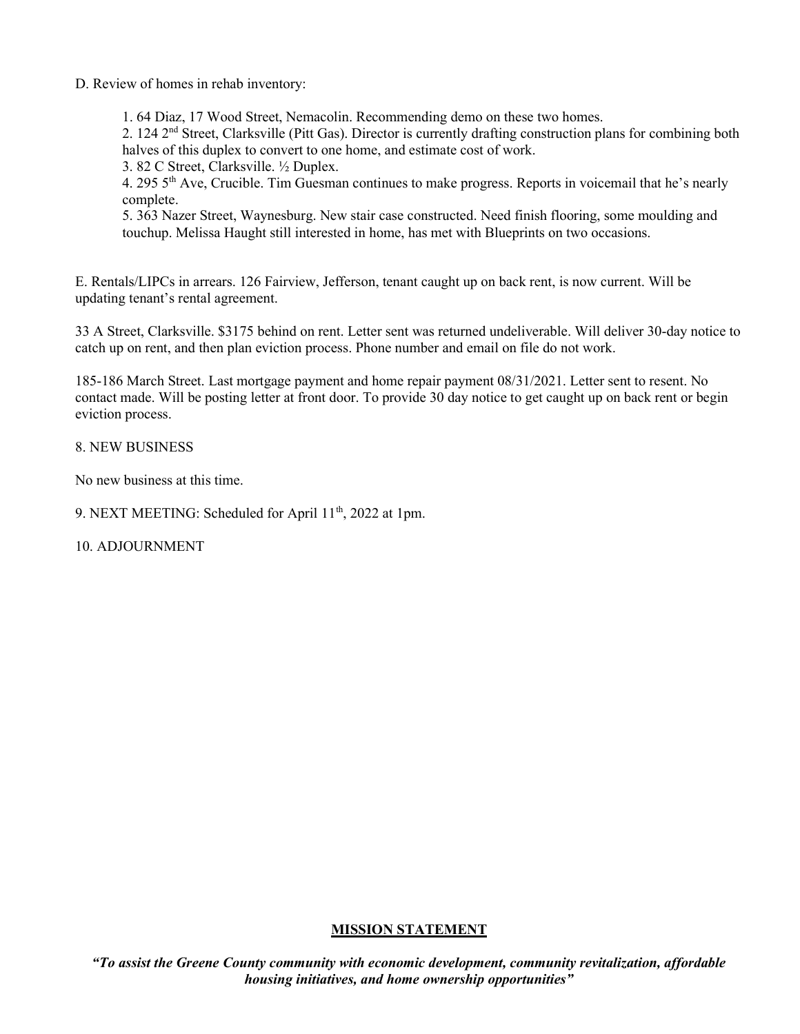D. Review of homes in rehab inventory:

1. 64 Diaz, 17 Wood Street, Nemacolin. Recommending demo on these two homes.
2. 124 2nd Street, Clarksville (Pitt Gas). Director is currently drafting construction plans for combining both halves of this duplex to convert to one home, and estimate cost of work.
3. 82 C Street, Clarksville. ½ Duplex.
4. 295 5th Ave, Crucible. Tim Guesman continues to make progress. Reports in voicemail that he's nearly complete.
5. 363 Nazer Street, Waynesburg. New stair case constructed. Need finish flooring, some moulding and touchup. Melissa Haught still interested in home, has met with Blueprints on two occasions.

E. Rentals/LIPCs in arrears. 126 Fairview, Jefferson, tenant caught up on back rent, is now current. Will be updating tenant's rental agreement.

33 A Street, Clarksville. $3175 behind on rent. Letter sent was returned undeliverable. Will deliver 30-day notice to catch up on rent, and then plan eviction process. Phone number and email on file do not work.

185-186 March Street. Last mortgage payment and home repair payment 08/31/2021. Letter sent to resent. No contact made. Will be posting letter at front door. To provide 30 day notice to get caught up on back rent or begin eviction process.

8. NEW BUSINESS

No new business at this time.

9. NEXT MEETING: Scheduled for April 11th, 2022 at 1pm.

10. ADJOURNMENT

**MISSION STATEMENT**

***"To assist the Greene County community with economic development, community revitalization, affordable housing initiatives, and home ownership opportunities"***